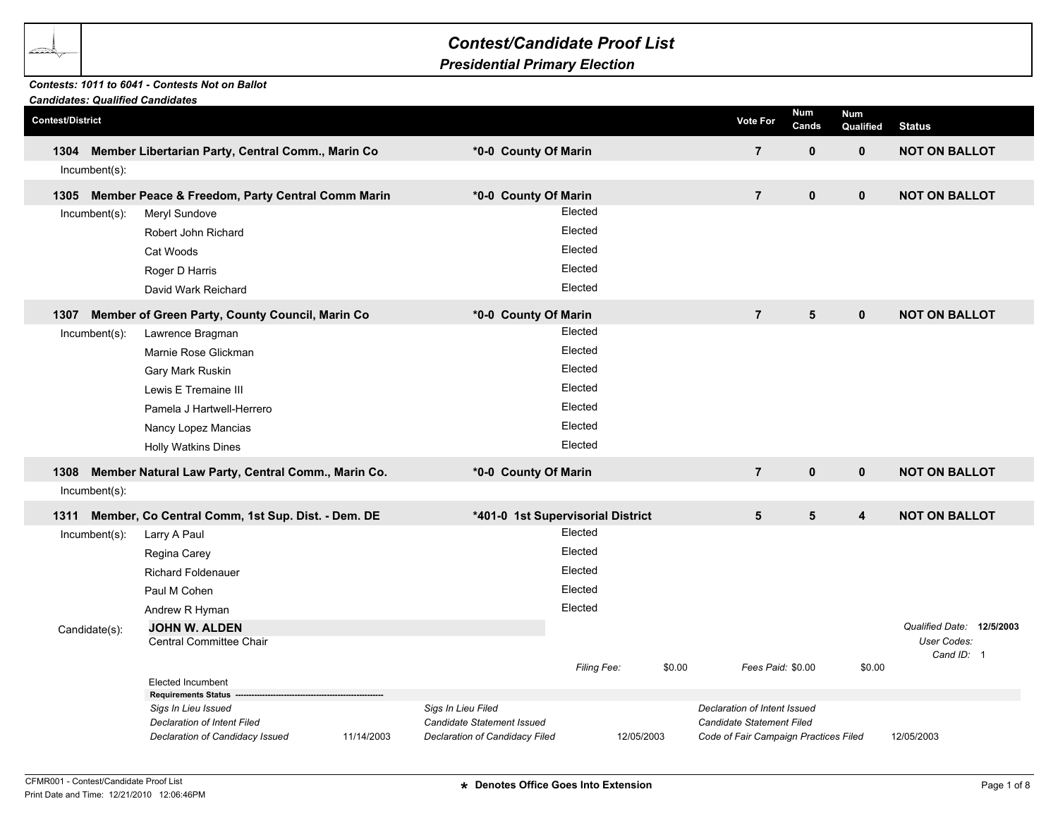# Contest/Candidate Proof List

## Presidential Primary Election

***Contests: 1011 to 6041 - Contests Not on Ballot***

***Candidates: Qualified Candidates***

| Contest/District | | Vote For | Num Cands | Num Qualified | Status |
|---|---|---|---|---|---|
| **1304 Member Libertarian Party, Central Comm., Marin Co** | ***0-0 County Of Marin** | **7** | **0** | **0** | **NOT ON BALLOT** |

Incumbent(s):

| Contest/District | | Vote For | Num Cands | Num Qualified | Status |
|---|---|---|---|---|---|
| **1305 Member Peace & Freedom, Party Central Comm Marin** | ***0-0 County Of Marin** | **7** | **0** | **0** | **NOT ON BALLOT** |

Incumbent(s):

| Name | |
|---|---|
| Meryl Sundove | Elected |
| Robert John Richard | Elected |
| Cat Woods | Elected |
| Roger D Harris | Elected |
| David Wark Reichard | Elected |

| Contest/District | | Vote For | Num Cands | Num Qualified | Status |
|---|---|---|---|---|---|
| **1307 Member of Green Party, County Council, Marin Co** | ***0-0 County Of Marin** | **7** | **5** | **0** | **NOT ON BALLOT** |

Incumbent(s):

| Name | |
|---|---|
| Lawrence Bragman | Elected |
| Marnie Rose Glickman | Elected |
| Gary Mark Ruskin | Elected |
| Lewis E Tremaine III | Elected |
| Pamela J Hartwell-Herrero | Elected |
| Nancy Lopez Mancias | Elected |
| Holly Watkins Dines | Elected |

| Contest/District | | Vote For | Num Cands | Num Qualified | Status |
|---|---|---|---|---|---|
| **1308 Member Natural Law Party, Central Comm., Marin Co.** | ***0-0 County Of Marin** | **7** | **0** | **0** | **NOT ON BALLOT** |

Incumbent(s):

| Contest/District | | Vote For | Num Cands | Num Qualified | Status |
|---|---|---|---|---|---|
| **1311 Member, Co Central Comm, 1st Sup. Dist. - Dem. DE** | ***401-0 1st Supervisorial District** | **5** | **5** | **4** | **NOT ON BALLOT** |

Incumbent(s):

| Name | |
|---|---|
| Larry A Paul | Elected |
| Regina Carey | Elected |
| Richard Foldenauer | Elected |
| Paul M Cohen | Elected |
| Andrew R Hyman | Elected |

Candidate(s):

**JOHN W. ALDEN**
Central Committee Chair

*Qualified Date:* **12/5/2003**
*User Codes:*
*Cand ID:* 1

*Filing Fee:* $0.00 *Fees Paid:* $0.00 $0.00

Elected Incumbent

**Requirements Status**

| | | | | | |
|---|---|---|---|---|---|
| *Sigs In Lieu Issued* | | *Sigs In Lieu Filed* | | *Declaration of Intent Issued* | |
| *Declaration of Intent Filed* | | *Candidate Statement Issued* | | *Candidate Statement Filed* | |
| *Declaration of Candidacy Issued* | 11/14/2003 | *Declaration of Candidacy Filed* | 12/05/2003 | *Code of Fair Campaign Practices Filed* | 12/05/2003 |

CFMR001 - Contest/Candidate Proof List
Print Date and Time: 12/21/2010 12:06:46PM

**\* Denotes Office Goes Into Extension**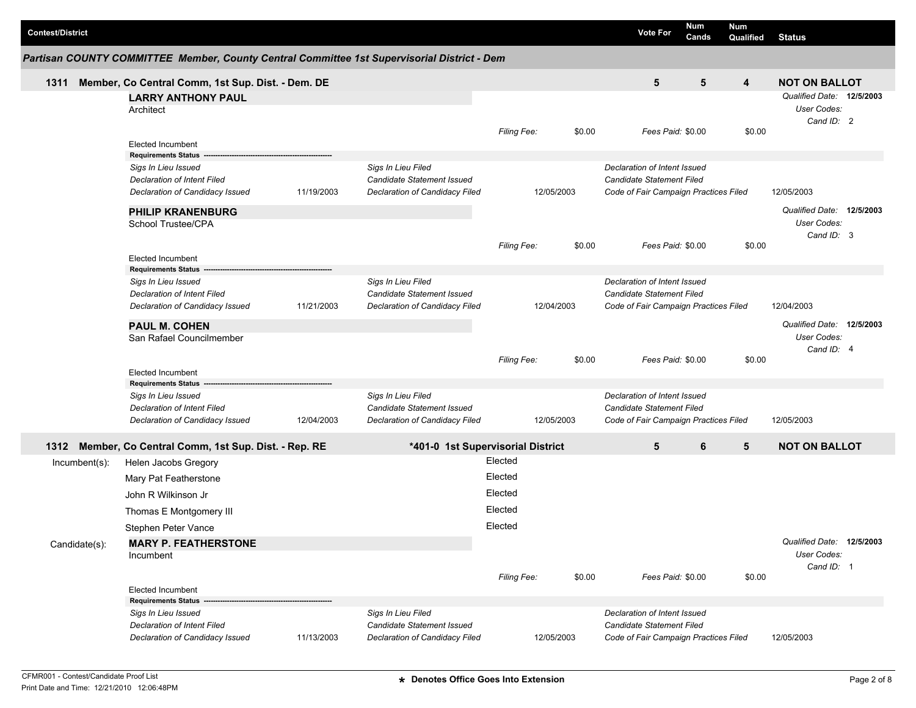| Contest/District | Vote For | Num Cands | Num Qualified | Status |
|---|---|---|---|---|

## Partisan COUNTY COMMITTEE Member, County Central Committee 1st Supervisorial District - Dem

| Contest/District | Vote For | Num Cands | Num Qualified | Status |
|---|---|---|---|---|
| 1311 Member, Co Central Comm, 1st Sup. Dist. - Dem. DE | 5 | 5 | 4 | NOT ON BALLOT |

**LARRY ANTHONY PAUL**
Architect

*Qualified Date:* **12/5/2003**
*User Codes:*
*Cand ID:* 2

*Filing Fee:* $0.00 *Fees Paid:* $0.00 $0.00

Elected Incumbent

**Requirements Status**

| | | | | | |
|---|---|---|---|---|---|
| *Sigs In Lieu Issued* | | *Sigs In Lieu Filed* | | *Declaration of Intent Issued* | |
| *Declaration of Intent Filed* | | *Candidate Statement Issued* | | *Candidate Statement Filed* | |
| *Declaration of Candidacy Issued* | 11/19/2003 | *Declaration of Candidacy Filed* | 12/05/2003 | *Code of Fair Campaign Practices Filed* | 12/05/2003 |

**PHILIP KRANENBURG**
School Trustee/CPA

*Qualified Date:* **12/5/2003**
*User Codes:*
*Cand ID:* 3

*Filing Fee:* $0.00 *Fees Paid:* $0.00 $0.00

Elected Incumbent

**Requirements Status**

| | | | | | |
|---|---|---|---|---|---|
| *Sigs In Lieu Issued* | | *Sigs In Lieu Filed* | | *Declaration of Intent Issued* | |
| *Declaration of Intent Filed* | | *Candidate Statement Issued* | | *Candidate Statement Filed* | |
| *Declaration of Candidacy Issued* | 11/21/2003 | *Declaration of Candidacy Filed* | 12/04/2003 | *Code of Fair Campaign Practices Filed* | 12/04/2003 |

**PAUL M. COHEN**
San Rafael Councilmember

*Qualified Date:* **12/5/2003**
*User Codes:*
*Cand ID:* 4

*Filing Fee:* $0.00 *Fees Paid:* $0.00 $0.00

Elected Incumbent

**Requirements Status**

| | | | | | |
|---|---|---|---|---|---|
| *Sigs In Lieu Issued* | | *Sigs In Lieu Filed* | | *Declaration of Intent Issued* | |
| *Declaration of Intent Filed* | | *Candidate Statement Issued* | | *Candidate Statement Filed* | |
| *Declaration of Candidacy Issued* | 12/04/2003 | *Declaration of Candidacy Filed* | 12/05/2003 | *Code of Fair Campaign Practices Filed* | 12/05/2003 |

| Contest/District | District | Vote For | Num Cands | Num Qualified | Status |
|---|---|---|---|---|---|
| 1312 Member, Co Central Comm, 1st Sup. Dist. - Rep. RE | *401-0 1st Supervisorial District | 5 | 6 | 5 | NOT ON BALLOT |

Incumbent(s):

| Name | Status |
|---|---|
| Helen Jacobs Gregory | Elected |
| Mary Pat Featherstone | Elected |
| John R Wilkinson Jr | Elected |
| Thomas E Montgomery III | Elected |
| Stephen Peter Vance | Elected |

Candidate(s):

**MARY P. FEATHERSTONE**
Incumbent

*Qualified Date:* **12/5/2003**
*User Codes:*
*Cand ID:* 1

*Filing Fee:* $0.00 *Fees Paid:* $0.00 $0.00

Elected Incumbent

**Requirements Status**

| | | | | | |
|---|---|---|---|---|---|
| *Sigs In Lieu Issued* | | *Sigs In Lieu Filed* | | *Declaration of Intent Issued* | |
| *Declaration of Intent Filed* | | *Candidate Statement Issued* | | *Candidate Statement Filed* | |
| *Declaration of Candidacy Issued* | 11/13/2003 | *Declaration of Candidacy Filed* | 12/05/2003 | *Code of Fair Campaign Practices Filed* | 12/05/2003 |

CFMR001 - Contest/Candidate Proof List
Print Date and Time: 12/21/2010 12:06:48PM

**\* Denotes Office Goes Into Extension**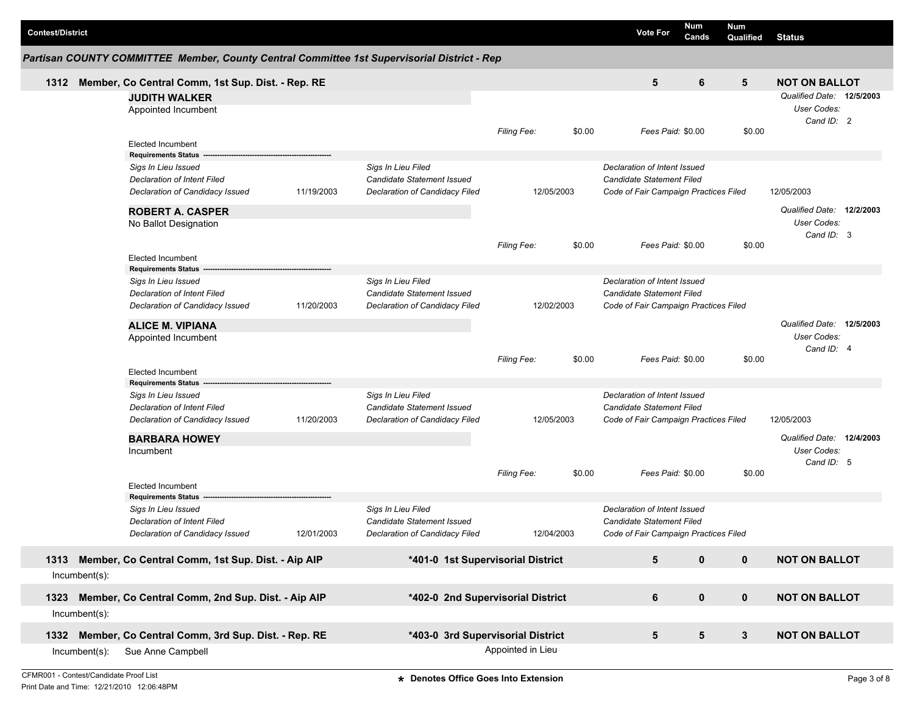| Contest/District | | Vote For | Num Cands | Num Qualified | Status |
|---|---|---|---|---|---|

## Partisan COUNTY COMMITTEE Member, County Central Committee 1st Supervisorial District - Rep

**1312 Member, Co Central Comm, 1st Sup. Dist. - Rep. RE** | Vote For: 5 | Num Cands: 6 | Num Qualified: 5 | **NOT ON BALLOT**

**JUDITH WALKER**
Appointed Incumbent

*Qualified Date:* **12/5/2003**
*User Codes:*
*Cand ID:* 2

*Filing Fee:* $0.00 *Fees Paid:* $0.00 $0.00

Elected Incumbent

**Requirements Status**

| | | | | | |
|---|---|---|---|---|---|
| *Sigs In Lieu Issued* | | *Sigs In Lieu Filed* | | *Declaration of Intent Issued* | |
| *Declaration of Intent Filed* | | *Candidate Statement Issued* | | *Candidate Statement Filed* | |
| *Declaration of Candidacy Issued* | 11/19/2003 | *Declaration of Candidacy Filed* | 12/05/2003 | *Code of Fair Campaign Practices Filed* | 12/05/2003 |

**ROBERT A. CASPER**
No Ballot Designation

*Qualified Date:* **12/2/2003**
*User Codes:*
*Cand ID:* 3

*Filing Fee:* $0.00 *Fees Paid:* $0.00 $0.00

Elected Incumbent

**Requirements Status**

| | | | | | |
|---|---|---|---|---|---|
| *Sigs In Lieu Issued* | | *Sigs In Lieu Filed* | | *Declaration of Intent Issued* | |
| *Declaration of Intent Filed* | | *Candidate Statement Issued* | | *Candidate Statement Filed* | |
| *Declaration of Candidacy Issued* | 11/20/2003 | *Declaration of Candidacy Filed* | 12/02/2003 | *Code of Fair Campaign Practices Filed* | |

**ALICE M. VIPIANA**
Appointed Incumbent

*Qualified Date:* **12/5/2003**
*User Codes:*
*Cand ID:* 4

*Filing Fee:* $0.00 *Fees Paid:* $0.00 $0.00

Elected Incumbent

**Requirements Status**

| | | | | | |
|---|---|---|---|---|---|
| *Sigs In Lieu Issued* | | *Sigs In Lieu Filed* | | *Declaration of Intent Issued* | |
| *Declaration of Intent Filed* | | *Candidate Statement Issued* | | *Candidate Statement Filed* | |
| *Declaration of Candidacy Issued* | 11/20/2003 | *Declaration of Candidacy Filed* | 12/05/2003 | *Code of Fair Campaign Practices Filed* | 12/05/2003 |

**BARBARA HOWEY**
Incumbent

*Qualified Date:* **12/4/2003**
*User Codes:*
*Cand ID:* 5

*Filing Fee:* $0.00 *Fees Paid:* $0.00 $0.00

Elected Incumbent

**Requirements Status**

| | | | | | |
|---|---|---|---|---|---|
| *Sigs In Lieu Issued* | | *Sigs In Lieu Filed* | | *Declaration of Intent Issued* | |
| *Declaration of Intent Filed* | | *Candidate Statement Issued* | | *Candidate Statement Filed* | |
| *Declaration of Candidacy Issued* | 12/01/2003 | *Declaration of Candidacy Filed* | 12/04/2003 | *Code of Fair Campaign Practices Filed* | |

| Contest/District | District | Vote For | Num Cands | Num Qualified | Status |
|---|---|---|---|---|---|
| **1313 Member, Co Central Comm, 1st Sup. Dist. - Aip AIP** | ***401-0 1st Supervisorial District** | 5 | 0 | 0 | **NOT ON BALLOT** |
| Incumbent(s): | | | | | |
| **1323 Member, Co Central Comm, 2nd Sup. Dist. - Aip AIP** | ***402-0 2nd Supervisorial District** | 6 | 0 | 0 | **NOT ON BALLOT** |
| Incumbent(s): | | | | | |
| **1332 Member, Co Central Comm, 3rd Sup. Dist. - Rep. RE** | ***403-0 3rd Supervisorial District** | 5 | 5 | 3 | **NOT ON BALLOT** |
| Incumbent(s): Sue Anne Campbell | Appointed in Lieu | | | | |

CFMR001 - Contest/Candidate Proof List
Print Date and Time: 12/21/2010 12:06:48PM

* Denotes Office Goes Into Extension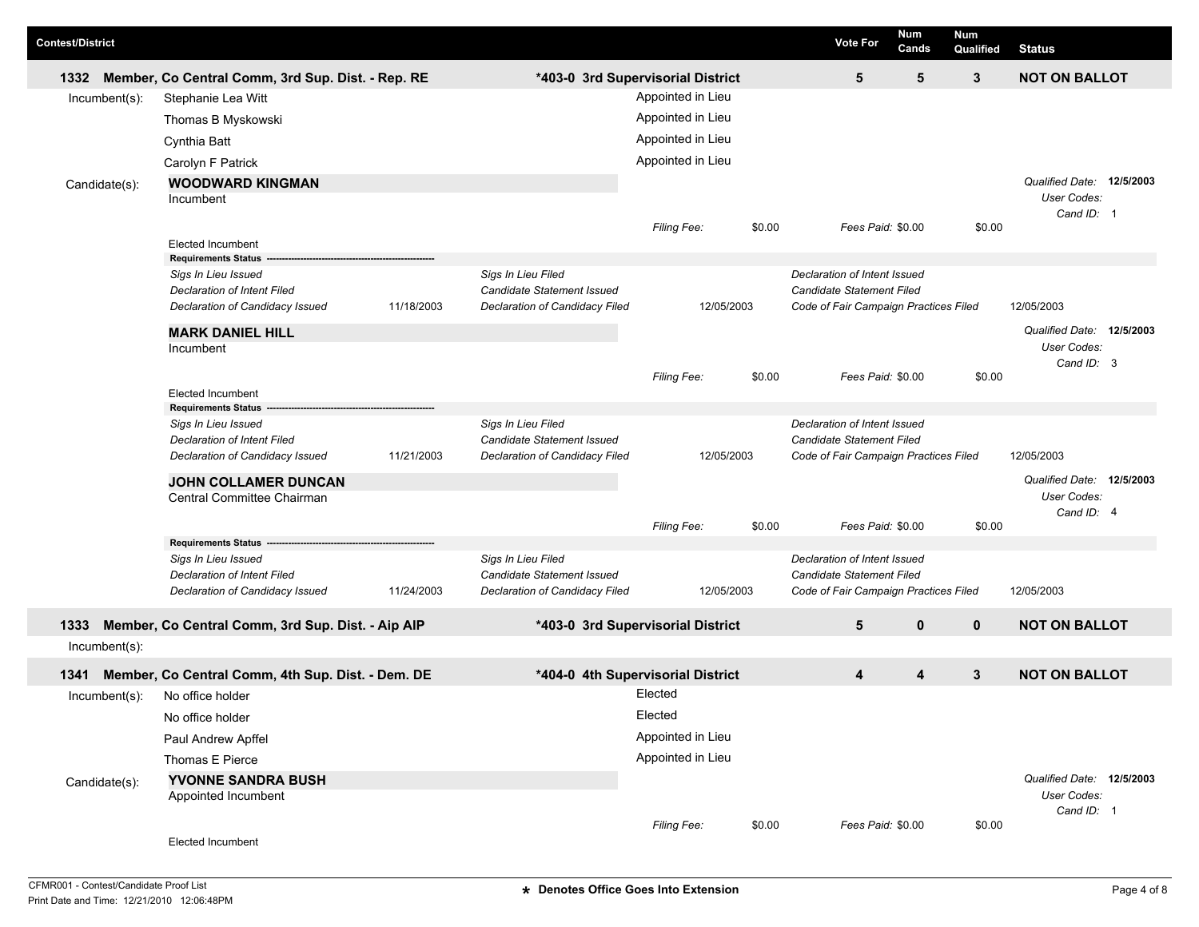| Contest/District | | | Vote For | Num Cands | Num Qualified | Status |
|---|---|---|---|---|---|---|
| 1332 | Member, Co Central Comm, 3rd Sup. Dist. - Rep. RE | *403-0 3rd Supervisorial District | 5 | 5 | 3 | NOT ON BALLOT |

**Incumbent(s):**

| Name | Status |
|---|---|
| Stephanie Lea Witt | Appointed in Lieu |
| Thomas B Myskowski | Appointed in Lieu |
| Cynthia Batt | Appointed in Lieu |
| Carolyn F Patrick | Appointed in Lieu |

**Candidate(s):**

**WOODWARD KINGMAN**
Incumbent

*Qualified Date:* 12/5/2003
*User Codes:*
*Cand ID:* 1

*Filing Fee:* $0.00 *Fees Paid:* $0.00 $0.00

Elected Incumbent

**Requirements Status**

| | | | | | |
|---|---|---|---|---|---|
| *Sigs In Lieu Issued* | | *Sigs In Lieu Filed* | | *Declaration of Intent Issued* | |
| *Declaration of Intent Filed* | | *Candidate Statement Issued* | | *Candidate Statement Filed* | |
| *Declaration of Candidacy Issued* | 11/18/2003 | *Declaration of Candidacy Filed* | 12/05/2003 | *Code of Fair Campaign Practices Filed* | 12/05/2003 |

**MARK DANIEL HILL**
Incumbent

*Qualified Date:* 12/5/2003
*User Codes:*
*Cand ID:* 3

*Filing Fee:* $0.00 *Fees Paid:* $0.00 $0.00

Elected Incumbent

**Requirements Status**

| | | | | | |
|---|---|---|---|---|---|
| *Sigs In Lieu Issued* | | *Sigs In Lieu Filed* | | *Declaration of Intent Issued* | |
| *Declaration of Intent Filed* | | *Candidate Statement Issued* | | *Candidate Statement Filed* | |
| *Declaration of Candidacy Issued* | 11/21/2003 | *Declaration of Candidacy Filed* | 12/05/2003 | *Code of Fair Campaign Practices Filed* | 12/05/2003 |

**JOHN COLLAMER DUNCAN**
Central Committee Chairman

*Qualified Date:* 12/5/2003
*User Codes:*
*Cand ID:* 4

*Filing Fee:* $0.00 *Fees Paid:* $0.00 $0.00

**Requirements Status**

| | | | | | |
|---|---|---|---|---|---|
| *Sigs In Lieu Issued* | | *Sigs In Lieu Filed* | | *Declaration of Intent Issued* | |
| *Declaration of Intent Filed* | | *Candidate Statement Issued* | | *Candidate Statement Filed* | |
| *Declaration of Candidacy Issued* | 11/24/2003 | *Declaration of Candidacy Filed* | 12/05/2003 | *Code of Fair Campaign Practices Filed* | 12/05/2003 |

| Contest/District | | | Vote For | Num Cands | Num Qualified | Status |
|---|---|---|---|---|---|---|
| 1333 | Member, Co Central Comm, 3rd Sup. Dist. - Aip AIP | *403-0 3rd Supervisorial District | 5 | 0 | 0 | NOT ON BALLOT |

**Incumbent(s):**

| Contest/District | | | Vote For | Num Cands | Num Qualified | Status |
|---|---|---|---|---|---|---|
| 1341 | Member, Co Central Comm, 4th Sup. Dist. - Dem. DE | *404-0 4th Supervisorial District | 4 | 4 | 3 | NOT ON BALLOT |

**Incumbent(s):**

| Name | Status |
|---|---|
| No office holder | Elected |
| No office holder | Elected |
| Paul Andrew Apffel | Appointed in Lieu |
| Thomas E Pierce | Appointed in Lieu |

**Candidate(s):**

**YVONNE SANDRA BUSH**
Appointed Incumbent

*Qualified Date:* 12/5/2003
*User Codes:*
*Cand ID:* 1

*Filing Fee:* $0.00 *Fees Paid:* $0.00 $0.00

Elected Incumbent

CFMR001 - Contest/Candidate Proof List
Print Date and Time: 12/21/2010 12:06:48PM

\* Denotes Office Goes Into Extension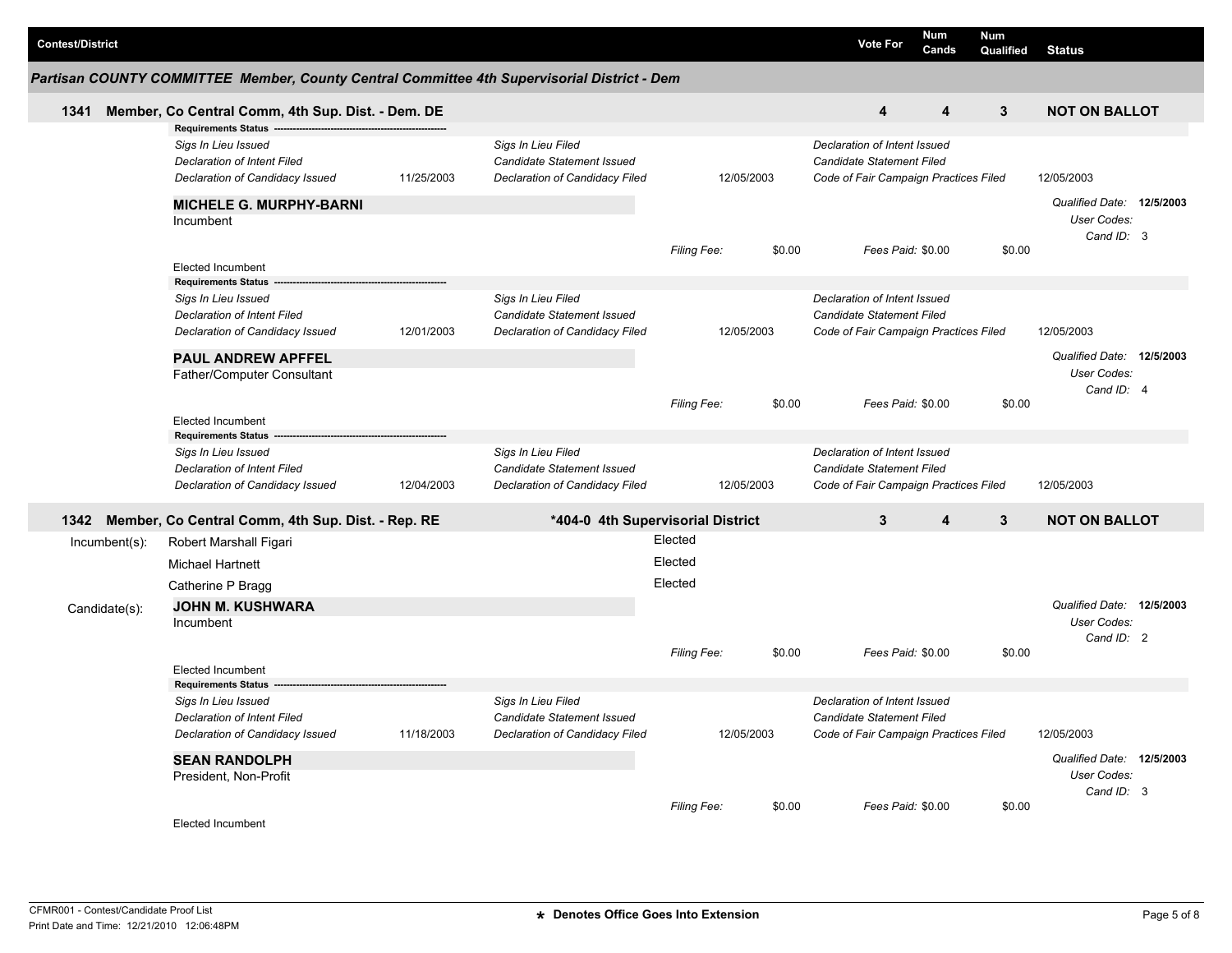| Contest/District | Vote For | Num Cands | Num Qualified | Status |
|---|---|---|---|---|

## Partisan COUNTY COMMITTEE Member, County Central Committee 4th Supervisorial District - Dem

**1341 Member, Co Central Comm, 4th Sup. Dist. - Dem. DE** | Vote For: 4 | Num Cands: 4 | Num Qualified: 3 | **NOT ON BALLOT**

**Requirements Status**

| | | | | | |
|---|---|---|---|---|---|
| *Sigs In Lieu Issued* | | *Sigs In Lieu Filed* | | *Declaration of Intent Issued* | |
| *Declaration of Intent Filed* | | *Candidate Statement Issued* | | *Candidate Statement Filed* | |
| *Declaration of Candidacy Issued* | 11/25/2003 | *Declaration of Candidacy Filed* | 12/05/2003 | *Code of Fair Campaign Practices Filed* | 12/05/2003 |

**MICHELE G. MURPHY-BARNI**
Incumbent

*Qualified Date:* **12/5/2003**
*User Codes:*
*Cand ID:* 3

*Filing Fee:* $0.00 *Fees Paid:* $0.00 $0.00

Elected Incumbent

**Requirements Status**

| | | | | | |
|---|---|---|---|---|---|
| *Sigs In Lieu Issued* | | *Sigs In Lieu Filed* | | *Declaration of Intent Issued* | |
| *Declaration of Intent Filed* | | *Candidate Statement Issued* | | *Candidate Statement Filed* | |
| *Declaration of Candidacy Issued* | 12/01/2003 | *Declaration of Candidacy Filed* | 12/05/2003 | *Code of Fair Campaign Practices Filed* | 12/05/2003 |

**PAUL ANDREW APFFEL**
Father/Computer Consultant

*Qualified Date:* **12/5/2003**
*User Codes:*
*Cand ID:* 4

*Filing Fee:* $0.00 *Fees Paid:* $0.00 $0.00

Elected Incumbent

**Requirements Status**

| | | | | | |
|---|---|---|---|---|---|
| *Sigs In Lieu Issued* | | *Sigs In Lieu Filed* | | *Declaration of Intent Issued* | |
| *Declaration of Intent Filed* | | *Candidate Statement Issued* | | *Candidate Statement Filed* | |
| *Declaration of Candidacy Issued* | 12/04/2003 | *Declaration of Candidacy Filed* | 12/05/2003 | *Code of Fair Campaign Practices Filed* | 12/05/2003 |

**1342 Member, Co Central Comm, 4th Sup. Dist. - Rep. RE** — ***404-0 4th Supervisorial District** | Vote For: 3 | Num Cands: 4 | Num Qualified: 3 | **NOT ON BALLOT**

Incumbent(s):

| | |
|---|---|
| Robert Marshall Figari | Elected |
| Michael Hartnett | Elected |
| Catherine P Bragg | Elected |

Candidate(s):

**JOHN M. KUSHWARA**
Incumbent

*Qualified Date:* **12/5/2003**
*User Codes:*
*Cand ID:* 2

*Filing Fee:* $0.00 *Fees Paid:* $0.00 $0.00

Elected Incumbent

**Requirements Status**

| | | | | | |
|---|---|---|---|---|---|
| *Sigs In Lieu Issued* | | *Sigs In Lieu Filed* | | *Declaration of Intent Issued* | |
| *Declaration of Intent Filed* | | *Candidate Statement Issued* | | *Candidate Statement Filed* | |
| *Declaration of Candidacy Issued* | 11/18/2003 | *Declaration of Candidacy Filed* | 12/05/2003 | *Code of Fair Campaign Practices Filed* | 12/05/2003 |

**SEAN RANDOLPH**
President, Non-Profit

*Qualified Date:* **12/5/2003**
*User Codes:*
*Cand ID:* 3

*Filing Fee:* $0.00 *Fees Paid:* $0.00 $0.00

Elected Incumbent

CFMR001 - Contest/Candidate Proof List
Print Date and Time: 12/21/2010 12:06:48PM

**\* Denotes Office Goes Into Extension**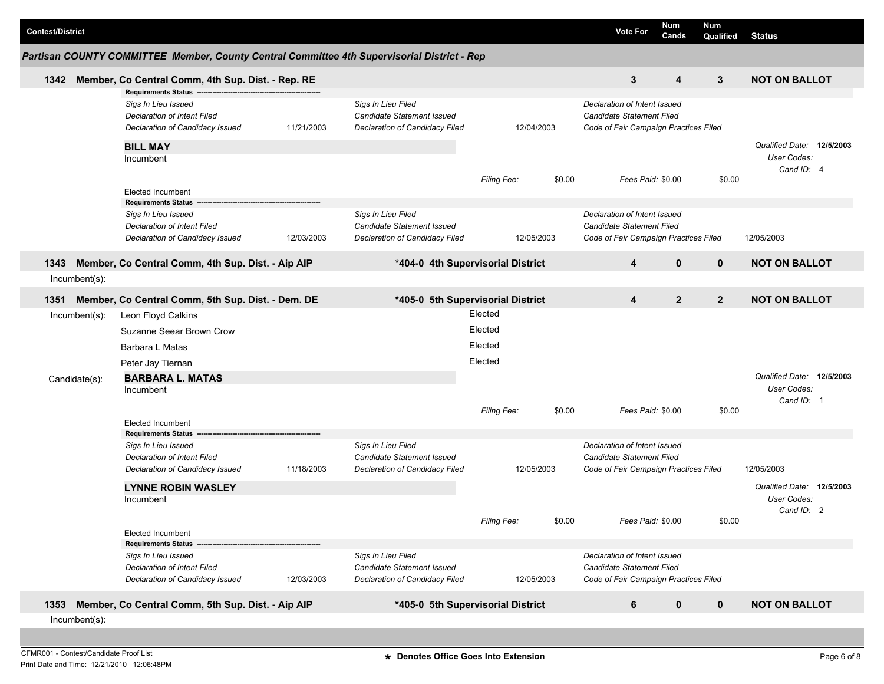| Contest/District | | Vote For | Num Cands | Num Qualified | Status |
|---|---|---|---|---|---|

## Partisan COUNTY COMMITTEE Member, County Central Committee 4th Supervisorial District - Rep

### 1342 Member, Co Central Comm, 4th Sup. Dist. - Rep. RE

| Vote For | Num Cands | Num Qualified | Status |
|---|---|---|---|
| 3 | 4 | 3 | NOT ON BALLOT |

**Requirements Status**

| | | | | |
|---|---|---|---|---|
| *Sigs In Lieu Issued* | | *Sigs In Lieu Filed* | | *Declaration of Intent Issued* |
| *Declaration of Intent Filed* | | *Candidate Statement Issued* | | *Candidate Statement Filed* |
| *Declaration of Candidacy Issued* | 11/21/2003 | *Declaration of Candidacy Filed* | 12/04/2003 | *Code of Fair Campaign Practices Filed* |

**BILL MAY**
Incumbent

*Qualified Date:* **12/5/2003**
*User Codes:*
*Cand ID:* 4

*Filing Fee:* $0.00 *Fees Paid:* $0.00 $0.00

Elected Incumbent

**Requirements Status**

| | | | | | |
|---|---|---|---|---|---|
| *Sigs In Lieu Issued* | | *Sigs In Lieu Filed* | | *Declaration of Intent Issued* | |
| *Declaration of Intent Filed* | | *Candidate Statement Issued* | | *Candidate Statement Filed* | |
| *Declaration of Candidacy Issued* | 12/03/2003 | *Declaration of Candidacy Filed* | 12/05/2003 | *Code of Fair Campaign Practices Filed* | 12/05/2003 |

### 1343 Member, Co Central Comm, 4th Sup. Dist. - Aip AIP — *404-0 4th Supervisorial District

| Vote For | Num Cands | Num Qualified | Status |
|---|---|---|---|
| 4 | 0 | 0 | NOT ON BALLOT |

Incumbent(s):

### 1351 Member, Co Central Comm, 5th Sup. Dist. - Dem. DE — *405-0 5th Supervisorial District

| Vote For | Num Cands | Num Qualified | Status |
|---|---|---|---|
| 4 | 2 | 2 | NOT ON BALLOT |

Incumbent(s):

| Name | Status |
|---|---|
| Leon Floyd Calkins | Elected |
| Suzanne Seear Brown Crow | Elected |
| Barbara L Matas | Elected |
| Peter Jay Tiernan | Elected |

Candidate(s):

**BARBARA L. MATAS**
Incumbent

*Qualified Date:* **12/5/2003**
*User Codes:*
*Cand ID:* 1

*Filing Fee:* $0.00 *Fees Paid:* $0.00 $0.00

Elected Incumbent

**Requirements Status**

| | | | | | |
|---|---|---|---|---|---|
| *Sigs In Lieu Issued* | | *Sigs In Lieu Filed* | | *Declaration of Intent Issued* | |
| *Declaration of Intent Filed* | | *Candidate Statement Issued* | | *Candidate Statement Filed* | |
| *Declaration of Candidacy Issued* | 11/18/2003 | *Declaration of Candidacy Filed* | 12/05/2003 | *Code of Fair Campaign Practices Filed* | 12/05/2003 |

**LYNNE ROBIN WASLEY**
Incumbent

*Qualified Date:* **12/5/2003**
*User Codes:*
*Cand ID:* 2

*Filing Fee:* $0.00 *Fees Paid:* $0.00 $0.00

Elected Incumbent

**Requirements Status**

| | | | | |
|---|---|---|---|---|
| *Sigs In Lieu Issued* | | *Sigs In Lieu Filed* | | *Declaration of Intent Issued* |
| *Declaration of Intent Filed* | | *Candidate Statement Issued* | | *Candidate Statement Filed* |
| *Declaration of Candidacy Issued* | 12/03/2003 | *Declaration of Candidacy Filed* | 12/05/2003 | *Code of Fair Campaign Practices Filed* |

### 1353 Member, Co Central Comm, 5th Sup. Dist. - Aip AIP — *405-0 5th Supervisorial District

| Vote For | Num Cands | Num Qualified | Status |
|---|---|---|---|
| 6 | 0 | 0 | NOT ON BALLOT |

Incumbent(s):

CFMR001 - Contest/Candidate Proof List
Print Date and Time: 12/21/2010 12:06:48PM

**\* Denotes Office Goes Into Extension**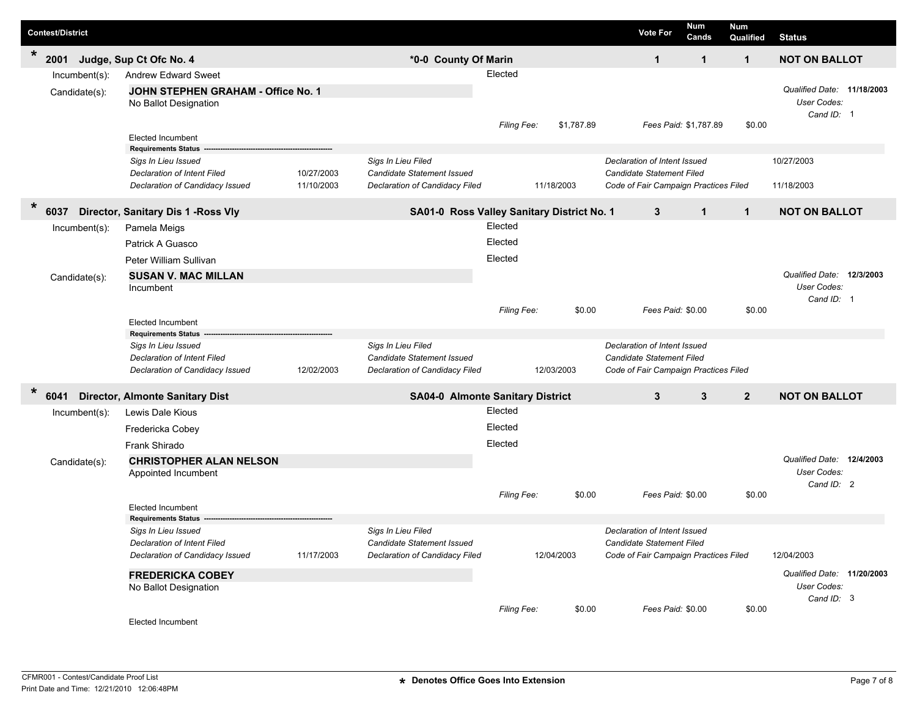| Contest/District | | | | Vote For | Num Cands | Num Qualified | Status |
|---|---|---|---|---|---|---|---|
| * 2001 | Judge, Sup Ct Ofc No. 4 | *0-0 County Of Marin | | 1 | 1 | 1 | NOT ON BALLOT |

Incumbent(s): Andrew Edward Sweet — Elected

Candidate(s):

**JOHN STEPHEN GRAHAM - Office No. 1**
No Ballot Designation

*Qualified Date:* **11/18/2003**
*User Codes:*
*Cand ID:* 1

*Filing Fee:* $1,787.89 *Fees Paid:* $1,787.89 $0.00

Elected Incumbent

**Requirements Status**

| | | | | | |
|---|---|---|---|---|---|
| *Sigs In Lieu Issued* | | *Sigs In Lieu Filed* | | *Declaration of Intent Issued* | 10/27/2003 |
| *Declaration of Intent Filed* | 10/27/2003 | *Candidate Statement Issued* | | *Candidate Statement Filed* | |
| *Declaration of Candidacy Issued* | 11/10/2003 | *Declaration of Candidacy Filed* | 11/18/2003 | *Code of Fair Campaign Practices Filed* | 11/18/2003 |

| Contest/District | | | | Vote For | Num Cands | Num Qualified | Status |
|---|---|---|---|---|---|---|---|
| * 6037 | Director, Sanitary Dis 1 -Ross Vly | SA01-0 Ross Valley Sanitary District No. 1 | | 3 | 1 | 1 | NOT ON BALLOT |

Incumbent(s):
- Pamela Meigs — Elected
- Patrick A Guasco — Elected
- Peter William Sullivan — Elected

Candidate(s):

**SUSAN V. MAC MILLAN**
Incumbent

*Qualified Date:* **12/3/2003**
*User Codes:*
*Cand ID:* 1

*Filing Fee:* $0.00 *Fees Paid:* $0.00 $0.00

Elected Incumbent

**Requirements Status**

| | | | | | |
|---|---|---|---|---|---|
| *Sigs In Lieu Issued* | | *Sigs In Lieu Filed* | | *Declaration of Intent Issued* | |
| *Declaration of Intent Filed* | | *Candidate Statement Issued* | | *Candidate Statement Filed* | |
| *Declaration of Candidacy Issued* | 12/02/2003 | *Declaration of Candidacy Filed* | 12/03/2003 | *Code of Fair Campaign Practices Filed* | |

| Contest/District | | | | Vote For | Num Cands | Num Qualified | Status |
|---|---|---|---|---|---|---|---|
| * 6041 | Director, Almonte Sanitary Dist | SA04-0 Almonte Sanitary District | | 3 | 3 | 2 | NOT ON BALLOT |

Incumbent(s):
- Lewis Dale Kious — Elected
- Fredericka Cobey — Elected
- Frank Shirado — Elected

Candidate(s):

**CHRISTOPHER ALAN NELSON**
Appointed Incumbent

*Qualified Date:* **12/4/2003**
*User Codes:*
*Cand ID:* 2

*Filing Fee:* $0.00 *Fees Paid:* $0.00 $0.00

Elected Incumbent

**Requirements Status**

| | | | | | |
|---|---|---|---|---|---|
| *Sigs In Lieu Issued* | | *Sigs In Lieu Filed* | | *Declaration of Intent Issued* | |
| *Declaration of Intent Filed* | | *Candidate Statement Issued* | | *Candidate Statement Filed* | |
| *Declaration of Candidacy Issued* | 11/17/2003 | *Declaration of Candidacy Filed* | 12/04/2003 | *Code of Fair Campaign Practices Filed* | 12/04/2003 |

**FREDERICKA COBEY**
No Ballot Designation

*Qualified Date:* **11/20/2003**
*User Codes:*
*Cand ID:* 3

*Filing Fee:* $0.00 *Fees Paid:* $0.00 $0.00

Elected Incumbent

CFMR001 - Contest/Candidate Proof List
Print Date and Time: 12/21/2010 12:06:48PM

* Denotes Office Goes Into Extension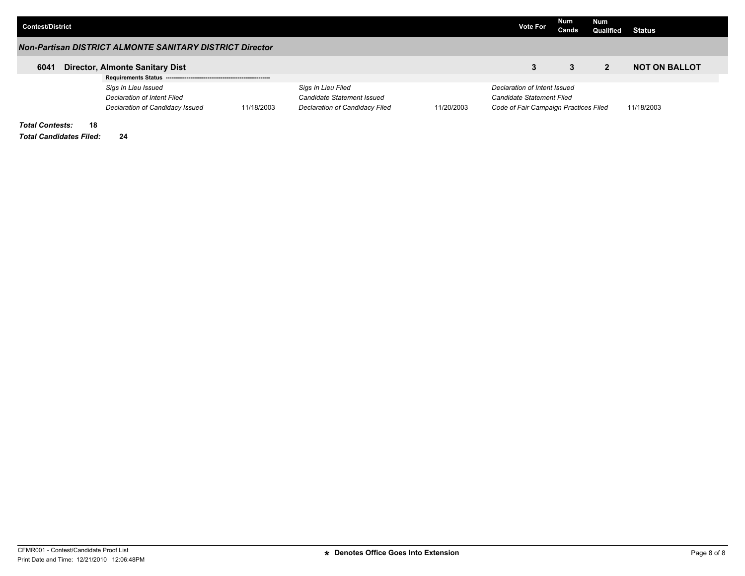| Contest/District | | Vote For | Num Cands | Num Qualified | Status |
|---|---|---|---|---|---|

### *Non-Partisan DISTRICT ALMONTE SANITARY DISTRICT Director*

| | | Vote For | Num Cands | Num Qualified | Status |
|---|---|---|---|---|---|
| **6041** | **Director, Almonte Sanitary Dist** | **3** | **3** | **2** | **NOT ON BALLOT** |

**Requirements Status**

| | | | | | |
|---|---|---|---|---|---|
| *Sigs In Lieu Issued* | | *Sigs In Lieu Filed* | | *Declaration of Intent Issued* | |
| *Declaration of Intent Filed* | | *Candidate Statement Issued* | | *Candidate Statement Filed* | |
| *Declaration of Candidacy Issued* | 11/18/2003 | *Declaration of Candidacy Filed* | 11/20/2003 | *Code of Fair Campaign Practices Filed* | 11/18/2003 |

***Total Contests:*** **18**

***Total Candidates Filed:*** **24**

CFMR001 - Contest/Candidate Proof List

Print Date and Time: 12/21/2010 12:06:48PM

**\* Denotes Office Goes Into Extension**